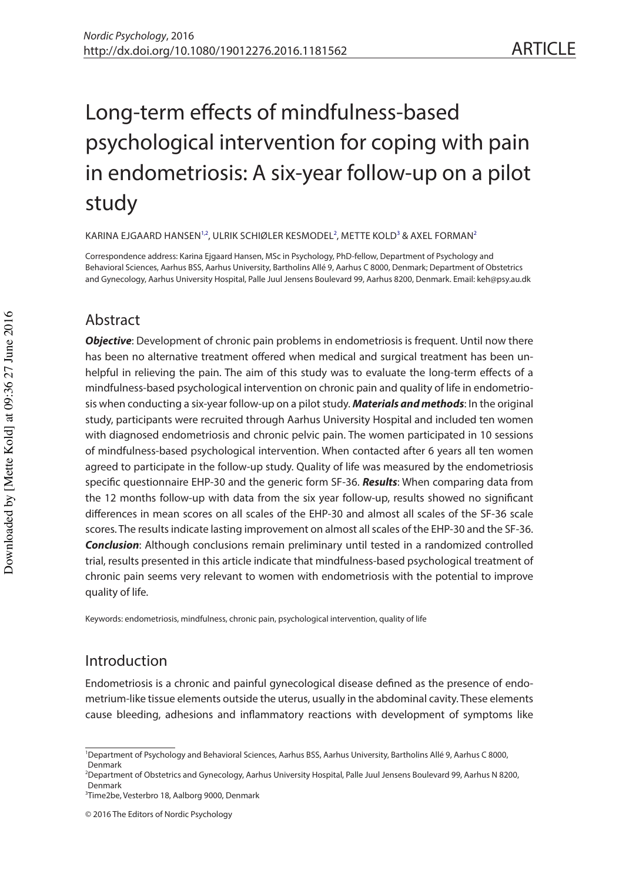# Long-term effects of mindfulness-based psychological intervention for coping with pain in endometriosis: A six-year follow-up on a pilot study

KARINA EJGAARD HANSEN[1,2], ULRIK SCHIØLER KESMODEL[2], METTE KOLD[3] & AXEL FORMAN[2]

Correspondence address: Karina Ejgaard Hansen, MSc in Psychology, PhD-fellow, Department of Psychology and Behavioral Sciences, Aarhus BSS, Aarhus University, Bartholins Allé 9, Aarhus C 8000, Denmark; Department of Obstetrics and Gynecology, Aarhus University Hospital, Palle Juul Jensens Boulevard 99, Aarhus 8200, Denmark. Email: keh@psy.au.dk

## Abstract

***Objective***: Development of chronic pain problems in endometriosis is frequent. Until now there has been no alternative treatment offered when medical and surgical treatment has been unhelpful in relieving the pain. The aim of this study was to evaluate the long-term effects of a mindfulness-based psychological intervention on chronic pain and quality of life in endometriosis when conducting a six-year follow-up on a pilot study. ***Materials and methods***: In the original study, participants were recruited through Aarhus University Hospital and included ten women with diagnosed endometriosis and chronic pelvic pain. The women participated in 10 sessions of mindfulness-based psychological intervention. When contacted after 6 years all ten women agreed to participate in the follow-up study. Quality of life was measured by the endometriosis specific questionnaire EHP-30 and the generic form SF-36. ***Results***: When comparing data from the 12 months follow-up with data from the six year follow-up, results showed no significant differences in mean scores on all scales of the EHP-30 and almost all scales of the SF-36 scale scores. The results indicate lasting improvement on almost all scales of the EHP-30 and the SF-36. ***Conclusion***: Although conclusions remain preliminary until tested in a randomized controlled trial, results presented in this article indicate that mindfulness-based psychological treatment of chronic pain seems very relevant to women with endometriosis with the potential to improve quality of life.

Keywords: endometriosis, mindfulness, chronic pain, psychological intervention, quality of life

## Introduction

Endometriosis is a chronic and painful gynecological disease defined as the presence of endometrium-like tissue elements outside the uterus, usually in the abdominal cavity. These elements cause bleeding, adhesions and inflammatory reactions with development of symptoms like

---

[1] Department of Psychology and Behavioral Sciences, Aarhus BSS, Aarhus University, Bartholins Allé 9, Aarhus C 8000, Denmark

[2] Department of Obstetrics and Gynecology, Aarhus University Hospital, Palle Juul Jensens Boulevard 99, Aarhus N 8200, Denmark

[3] Time2be, Vesterbro 18, Aalborg 9000, Denmark

© 2016 The Editors of Nordic Psychology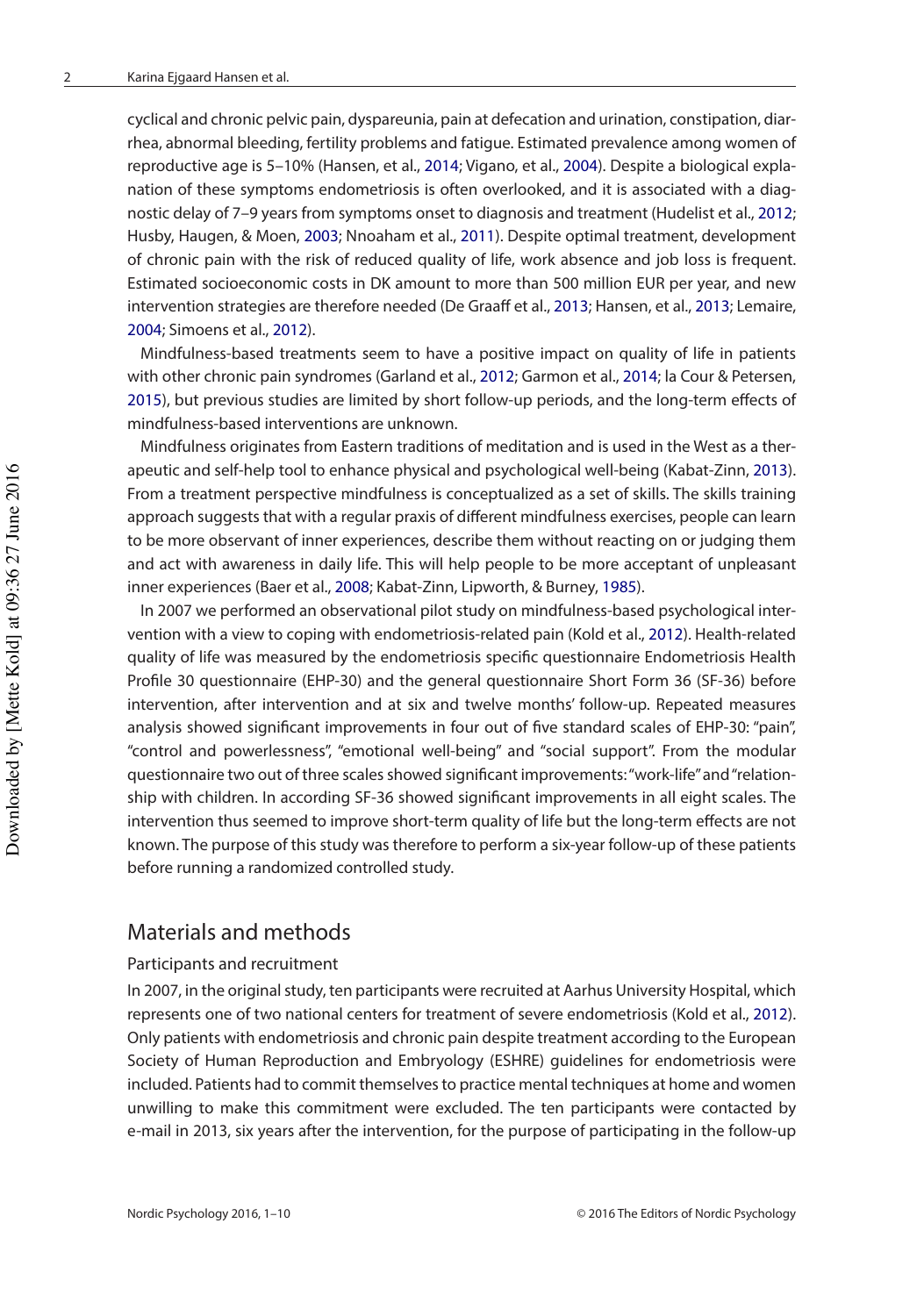cyclical and chronic pelvic pain, dyspareunia, pain at defecation and urination, constipation, diarrhea, abnormal bleeding, fertility problems and fatigue. Estimated prevalence among women of reproductive age is 5–10% (Hansen, et al., 2014; Vigano, et al., 2004). Despite a biological explanation of these symptoms endometriosis is often overlooked, and it is associated with a diagnostic delay of 7–9 years from symptoms onset to diagnosis and treatment (Hudelist et al., 2012; Husby, Haugen, & Moen, 2003; Nnoaham et al., 2011). Despite optimal treatment, development of chronic pain with the risk of reduced quality of life, work absence and job loss is frequent. Estimated socioeconomic costs in DK amount to more than 500 million EUR per year, and new intervention strategies are therefore needed (De Graaff et al., 2013; Hansen, et al., 2013; Lemaire, 2004; Simoens et al., 2012).

Mindfulness-based treatments seem to have a positive impact on quality of life in patients with other chronic pain syndromes (Garland et al., 2012; Garmon et al., 2014; la Cour & Petersen, 2015), but previous studies are limited by short follow-up periods, and the long-term effects of mindfulness-based interventions are unknown.

Mindfulness originates from Eastern traditions of meditation and is used in the West as a therapeutic and self-help tool to enhance physical and psychological well-being (Kabat-Zinn, 2013). From a treatment perspective mindfulness is conceptualized as a set of skills. The skills training approach suggests that with a regular praxis of different mindfulness exercises, people can learn to be more observant of inner experiences, describe them without reacting on or judging them and act with awareness in daily life. This will help people to be more acceptant of unpleasant inner experiences (Baer et al., 2008; Kabat-Zinn, Lipworth, & Burney, 1985).

In 2007 we performed an observational pilot study on mindfulness-based psychological intervention with a view to coping with endometriosis-related pain (Kold et al., 2012). Health-related quality of life was measured by the endometriosis specific questionnaire Endometriosis Health Profile 30 questionnaire (EHP-30) and the general questionnaire Short Form 36 (SF-36) before intervention, after intervention and at six and twelve months' follow-up. Repeated measures analysis showed significant improvements in four out of five standard scales of EHP-30: "pain", "control and powerlessness", "emotional well-being" and "social support". From the modular questionnaire two out of three scales showed significant improvements: "work-life" and "relationship with children. In according SF-36 showed significant improvements in all eight scales. The intervention thus seemed to improve short-term quality of life but the long-term effects are not known. The purpose of this study was therefore to perform a six-year follow-up of these patients before running a randomized controlled study.

## Materials and methods

### Participants and recruitment

In 2007, in the original study, ten participants were recruited at Aarhus University Hospital, which represents one of two national centers for treatment of severe endometriosis (Kold et al., 2012). Only patients with endometriosis and chronic pain despite treatment according to the European Society of Human Reproduction and Embryology (ESHRE) guidelines for endometriosis were included. Patients had to commit themselves to practice mental techniques at home and women unwilling to make this commitment were excluded. The ten participants were contacted by e-mail in 2013, six years after the intervention, for the purpose of participating in the follow-up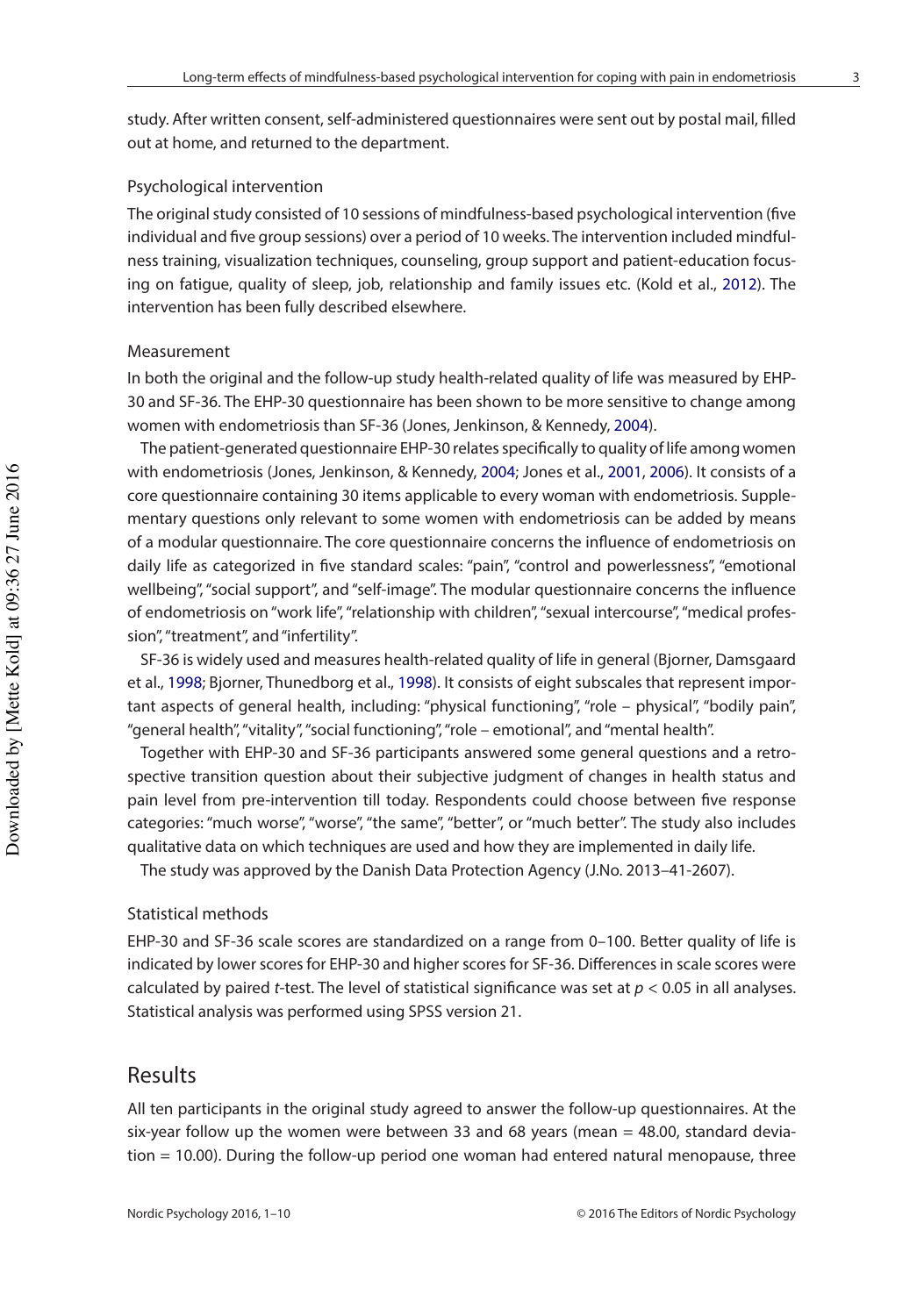study. After written consent, self-administered questionnaires were sent out by postal mail, filled out at home, and returned to the department.

### Psychological intervention

The original study consisted of 10 sessions of mindfulness-based psychological intervention (five individual and five group sessions) over a period of 10 weeks. The intervention included mindfulness training, visualization techniques, counseling, group support and patient-education focusing on fatigue, quality of sleep, job, relationship and family issues etc. (Kold et al., 2012). The intervention has been fully described elsewhere.

### Measurement

In both the original and the follow-up study health-related quality of life was measured by EHP-30 and SF-36. The EHP-30 questionnaire has been shown to be more sensitive to change among women with endometriosis than SF-36 (Jones, Jenkinson, & Kennedy, 2004).

The patient-generated questionnaire EHP-30 relates specifically to quality of life among women with endometriosis (Jones, Jenkinson, & Kennedy, 2004; Jones et al., 2001, 2006). It consists of a core questionnaire containing 30 items applicable to every woman with endometriosis. Supplementary questions only relevant to some women with endometriosis can be added by means of a modular questionnaire. The core questionnaire concerns the influence of endometriosis on daily life as categorized in five standard scales: "pain", "control and powerlessness", "emotional wellbeing", "social support", and "self-image". The modular questionnaire concerns the influence of endometriosis on "work life", "relationship with children", "sexual intercourse", "medical profession", "treatment", and "infertility".

SF-36 is widely used and measures health-related quality of life in general (Bjorner, Damsgaard et al., 1998; Bjorner, Thunedborg et al., 1998). It consists of eight subscales that represent important aspects of general health, including: "physical functioning", "role – physical", "bodily pain", "general health", "vitality", "social functioning", "role – emotional", and "mental health".

Together with EHP-30 and SF-36 participants answered some general questions and a retrospective transition question about their subjective judgment of changes in health status and pain level from pre-intervention till today. Respondents could choose between five response categories: "much worse", "worse", "the same", "better", or "much better". The study also includes qualitative data on which techniques are used and how they are implemented in daily life.

The study was approved by the Danish Data Protection Agency (J.No. 2013–41-2607).

### Statistical methods

EHP-30 and SF-36 scale scores are standardized on a range from 0–100. Better quality of life is indicated by lower scores for EHP-30 and higher scores for SF-36. Differences in scale scores were calculated by paired *t*-test. The level of statistical significance was set at $p < 0.05$ in all analyses. Statistical analysis was performed using SPSS version 21.

## Results

All ten participants in the original study agreed to answer the follow-up questionnaires. At the six-year follow up the women were between 33 and 68 years (mean = 48.00, standard deviation = 10.00). During the follow-up period one woman had entered natural menopause, three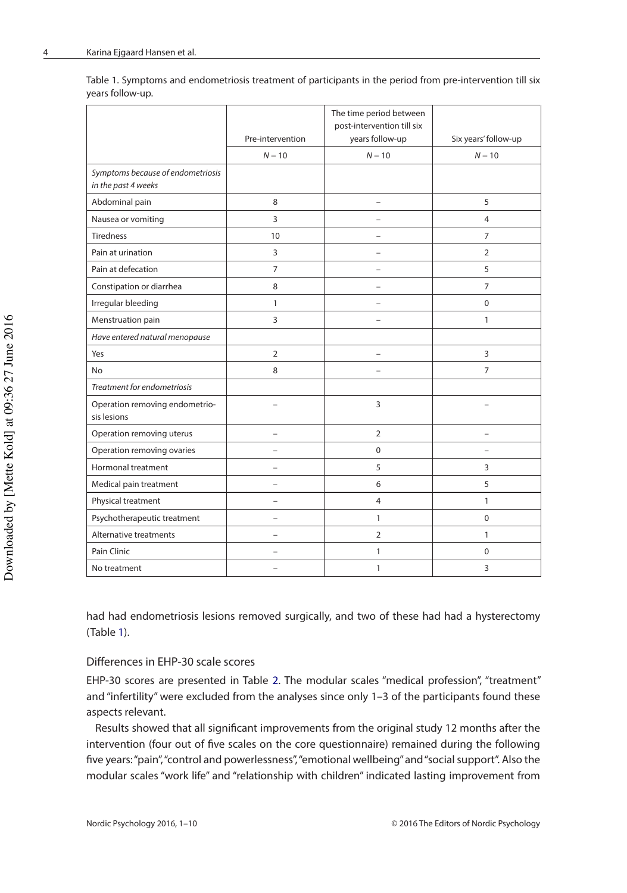Table 1. Symptoms and endometriosis treatment of participants in the period from pre-intervention till six years follow-up.

| | Pre-intervention | The time period between post-intervention till six years follow-up | Six years' follow-up |
|---|---|---|---|
| | $N = 10$ | $N = 10$ | $N = 10$ |
| *Symptoms because of endometriosis in the past 4 weeks* | | | |
| Abdominal pain | 8 | – | 5 |
| Nausea or vomiting | 3 | – | 4 |
| Tiredness | 10 | – | 7 |
| Pain at urination | 3 | – | 2 |
| Pain at defecation | 7 | – | 5 |
| Constipation or diarrhea | 8 | – | 7 |
| Irregular bleeding | 1 | – | 0 |
| Menstruation pain | 3 | – | 1 |
| *Have entered natural menopause* | | | |
| Yes | 2 | – | 3 |
| No | 8 | – | 7 |
| *Treatment for endometriosis* | | | |
| Operation removing endometriosis lesions | – | 3 | – |
| Operation removing uterus | – | 2 | – |
| Operation removing ovaries | – | 0 | – |
| Hormonal treatment | – | 5 | 3 |
| Medical pain treatment | – | 6 | 5 |
| Physical treatment | – | 4 | 1 |
| Psychotherapeutic treatment | – | 1 | 0 |
| Alternative treatments | – | 2 | 1 |
| Pain Clinic | – | 1 | 0 |
| No treatment | – | 1 | 3 |

had had endometriosis lesions removed surgically, and two of these had had a hysterectomy (Table 1).

### Differences in EHP-30 scale scores

EHP-30 scores are presented in Table 2. The modular scales "medical profession", "treatment" and "infertility" were excluded from the analyses since only 1–3 of the participants found these aspects relevant.

Results showed that all significant improvements from the original study 12 months after the intervention (four out of five scales on the core questionnaire) remained during the following five years: "pain", "control and powerlessness", "emotional wellbeing" and "social support". Also the modular scales "work life" and "relationship with children" indicated lasting improvement from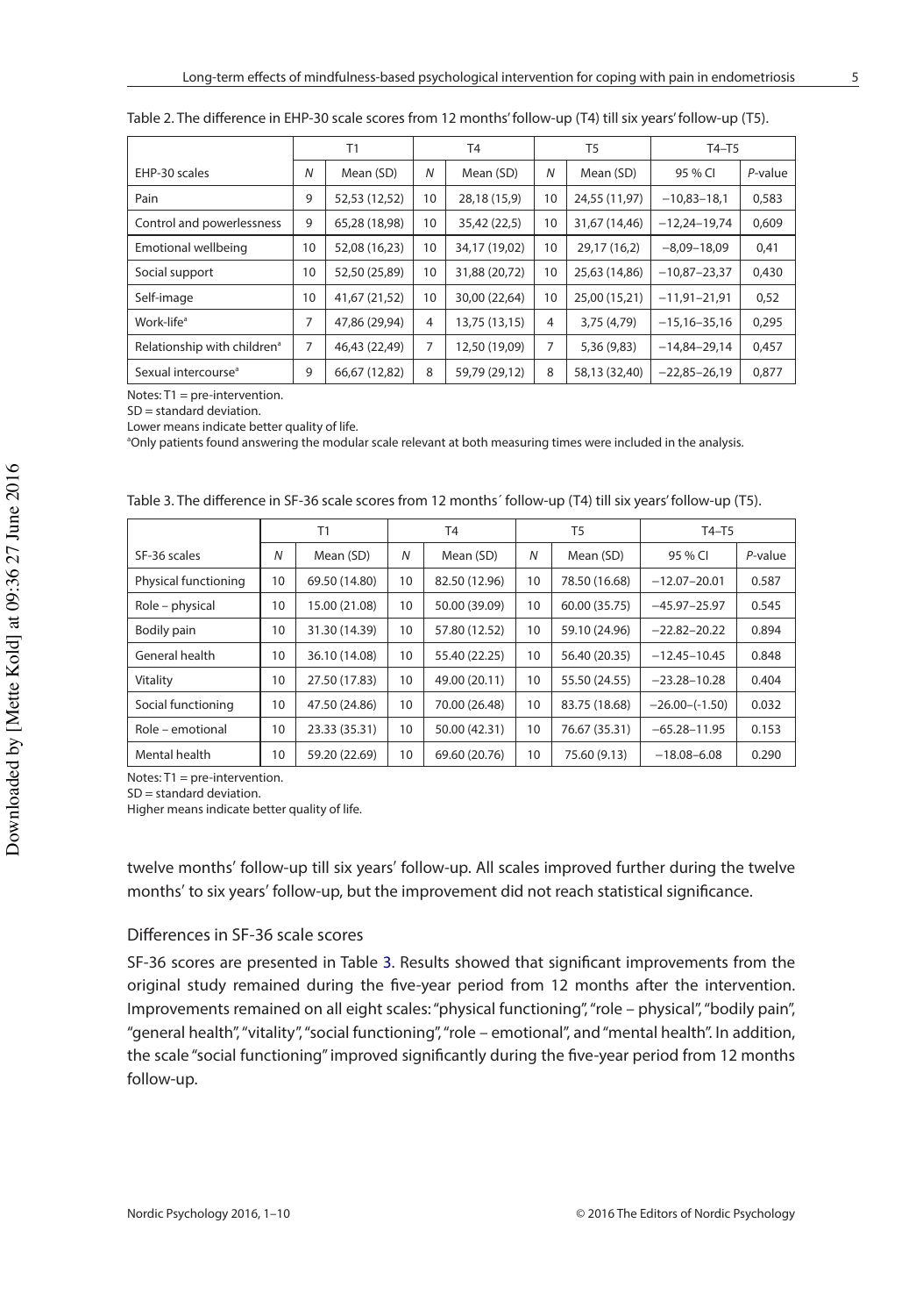Table 2. The difference in EHP-30 scale scores from 12 months' follow-up (T4) till six years' follow-up (T5).

| | T1 | | T4 | | T5 | | T4–T5 | |
|---|---|---|---|---|---|---|---|---|
| EHP-30 scales | *N* | Mean (SD) | *N* | Mean (SD) | *N* | Mean (SD) | 95 % CI | *P*-value |
| Pain | 9 | 52,53 (12,52) | 10 | 28,18 (15,9) | 10 | 24,55 (11,97) | −10,83–18,1 | 0,583 |
| Control and powerlessness | 9 | 65,28 (18,98) | 10 | 35,42 (22,5) | 10 | 31,67 (14,46) | −12,24–19,74 | 0,609 |
| Emotional wellbeing | 10 | 52,08 (16,23) | 10 | 34,17 (19,02) | 10 | 29,17 (16,2) | −8,09–18,09 | 0,41 |
| Social support | 10 | 52,50 (25,89) | 10 | 31,88 (20,72) | 10 | 25,63 (14,86) | −10,87–23,37 | 0,430 |
| Self-image | 10 | 41,67 (21,52) | 10 | 30,00 (22,64) | 10 | 25,00 (15,21) | −11,91–21,91 | 0,52 |
| Work-life[a] | 7 | 47,86 (29,94) | 4 | 13,75 (13,15) | 4 | 3,75 (4,79) | −15,16–35,16 | 0,295 |
| Relationship with children[a] | 7 | 46,43 (22,49) | 7 | 12,50 (19,09) | 7 | 5,36 (9,83) | −14,84–29,14 | 0,457 |
| Sexual intercourse[a] | 9 | 66,67 (12,82) | 8 | 59,79 (29,12) | 8 | 58,13 (32,40) | −22,85–26,19 | 0,877 |

Notes: T1 = pre-intervention.
SD = standard deviation.
Lower means indicate better quality of life.
[a]Only patients found answering the modular scale relevant at both measuring times were included in the analysis.

Table 3. The difference in SF-36 scale scores from 12 months´ follow-up (T4) till six years' follow-up (T5).

| | T1 | | T4 | | T5 | | T4–T5 | |
|---|---|---|---|---|---|---|---|---|
| SF-36 scales | *N* | Mean (SD) | *N* | Mean (SD) | *N* | Mean (SD) | 95 % CI | *P*-value |
| Physical functioning | 10 | 69.50 (14.80) | 10 | 82.50 (12.96) | 10 | 78.50 (16.68) | −12.07–20.01 | 0.587 |
| Role – physical | 10 | 15.00 (21.08) | 10 | 50.00 (39.09) | 10 | 60.00 (35.75) | −45.97–25.97 | 0.545 |
| Bodily pain | 10 | 31.30 (14.39) | 10 | 57.80 (12.52) | 10 | 59.10 (24.96) | −22.82–20.22 | 0.894 |
| General health | 10 | 36.10 (14.08) | 10 | 55.40 (22.25) | 10 | 56.40 (20.35) | −12.45–10.45 | 0.848 |
| Vitality | 10 | 27.50 (17.83) | 10 | 49.00 (20.11) | 10 | 55.50 (24.55) | −23.28–10.28 | 0.404 |
| Social functioning | 10 | 47.50 (24.86) | 10 | 70.00 (26.48) | 10 | 83.75 (18.68) | −26.00–(-1.50) | 0.032 |
| Role – emotional | 10 | 23.33 (35.31) | 10 | 50.00 (42.31) | 10 | 76.67 (35.31) | −65.28–11.95 | 0.153 |
| Mental health | 10 | 59.20 (22.69) | 10 | 69.60 (20.76) | 10 | 75.60 (9.13) | −18.08–6.08 | 0.290 |

Notes: T1 = pre-intervention.
SD = standard deviation.
Higher means indicate better quality of life.

twelve months' follow-up till six years' follow-up. All scales improved further during the twelve months' to six years' follow-up, but the improvement did not reach statistical significance.

### Differences in SF-36 scale scores

SF-36 scores are presented in Table 3. Results showed that significant improvements from the original study remained during the five-year period from 12 months after the intervention. Improvements remained on all eight scales: "physical functioning", "role – physical", "bodily pain", "general health", "vitality", "social functioning", "role – emotional", and "mental health". In addition, the scale "social functioning" improved significantly during the five-year period from 12 months follow-up.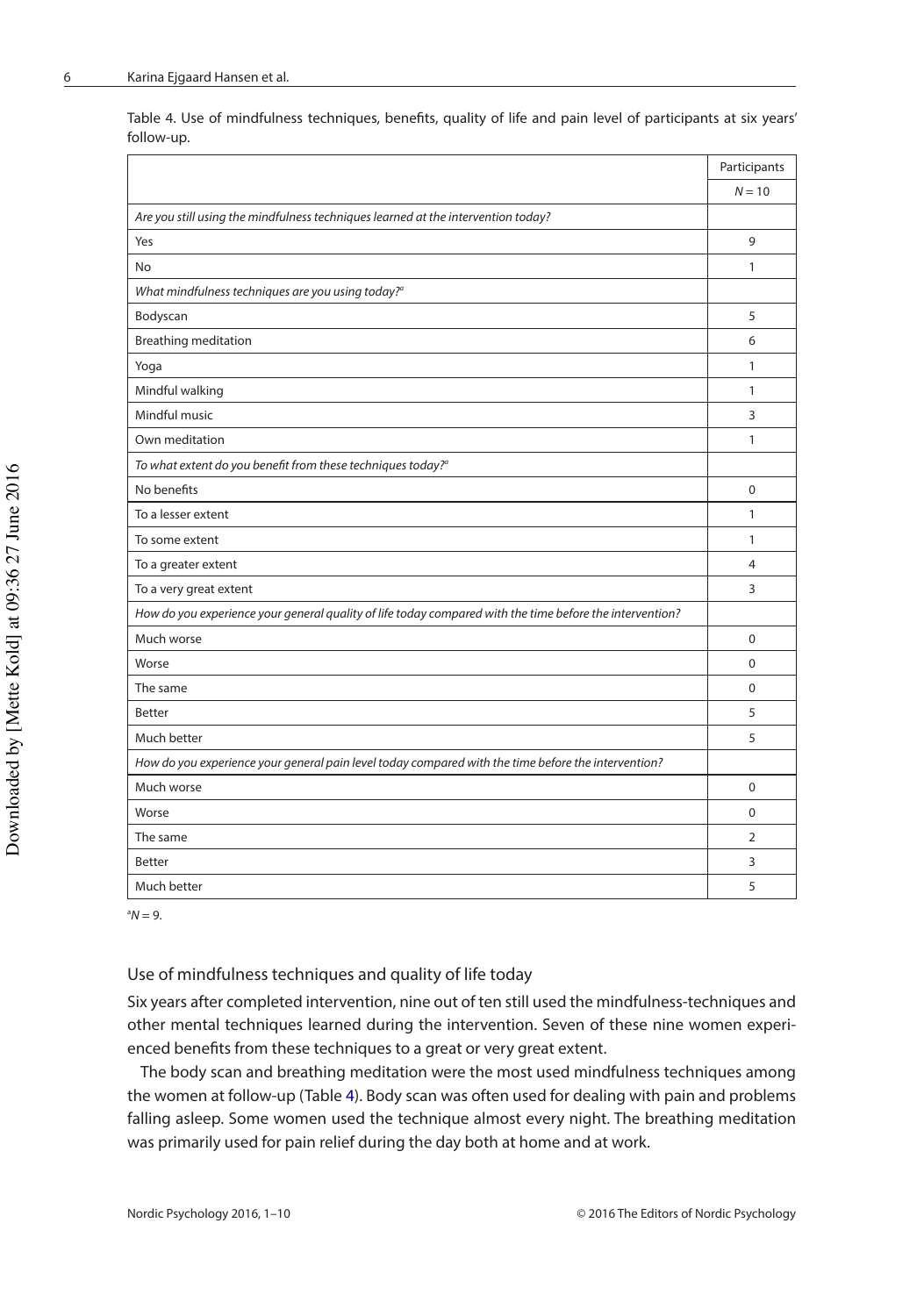Table 4. Use of mindfulness techniques, benefits, quality of life and pain level of participants at six years' follow-up.

| | Participants |
|---|---|
| | $N = 10$ |
| *Are you still using the mindfulness techniques learned at the intervention today?* | |
| Yes | 9 |
| No | 1 |
| *What mindfulness techniques are you using today?*[a] | |
| Bodyscan | 5 |
| Breathing meditation | 6 |
| Yoga | 1 |
| Mindful walking | 1 |
| Mindful music | 3 |
| Own meditation | 1 |
| *To what extent do you benefit from these techniques today?*[a] | |
| No benefits | 0 |
| To a lesser extent | 1 |
| To some extent | 1 |
| To a greater extent | 4 |
| To a very great extent | 3 |
| *How do you experience your general quality of life today compared with the time before the intervention?* | |
| Much worse | 0 |
| Worse | 0 |
| The same | 0 |
| Better | 5 |
| Much better | 5 |
| *How do you experience your general pain level today compared with the time before the intervention?* | |
| Much worse | 0 |
| Worse | 0 |
| The same | 2 |
| Better | 3 |
| Much better | 5 |

[a]$N = 9$.

## Use of mindfulness techniques and quality of life today

Six years after completed intervention, nine out of ten still used the mindfulness-techniques and other mental techniques learned during the intervention. Seven of these nine women experienced benefits from these techniques to a great or very great extent.

The body scan and breathing meditation were the most used mindfulness techniques among the women at follow-up (Table 4). Body scan was often used for dealing with pain and problems falling asleep. Some women used the technique almost every night. The breathing meditation was primarily used for pain relief during the day both at home and at work.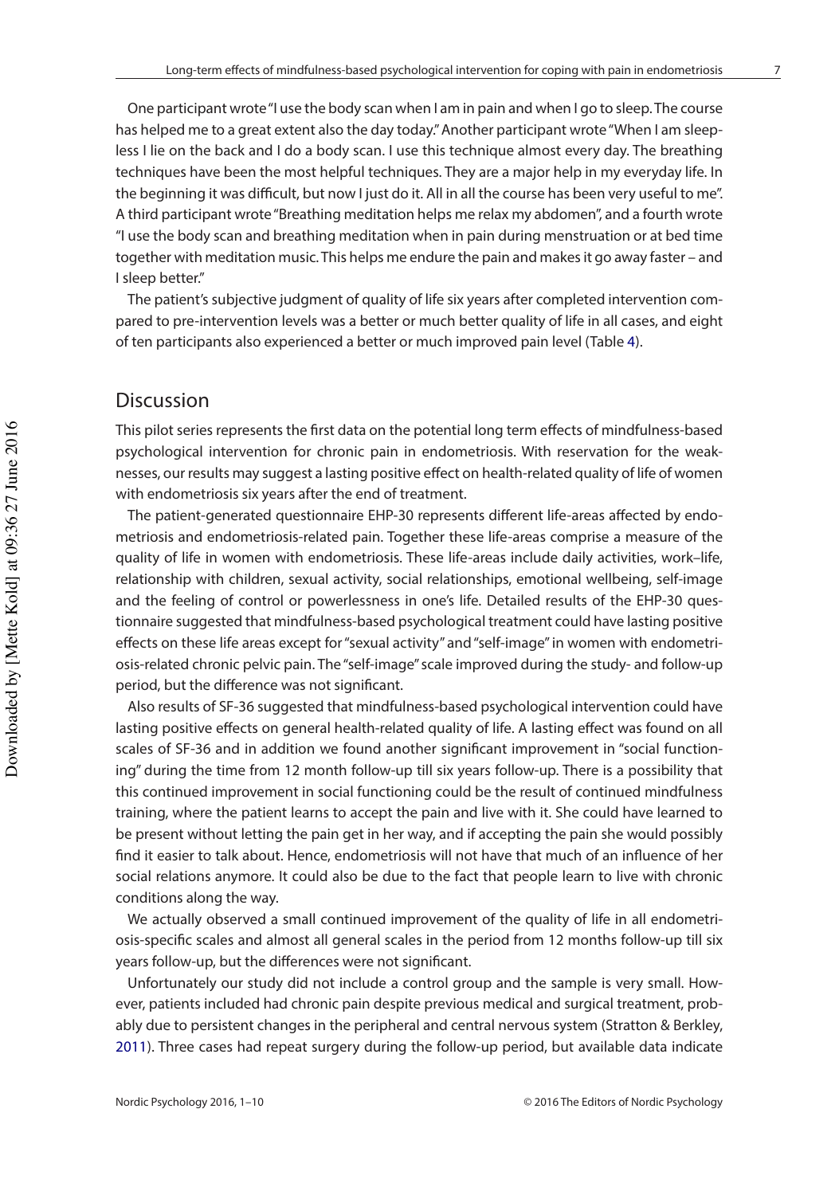One participant wrote "I use the body scan when I am in pain and when I go to sleep. The course has helped me to a great extent also the day today." Another participant wrote "When I am sleepless I lie on the back and I do a body scan. I use this technique almost every day. The breathing techniques have been the most helpful techniques. They are a major help in my everyday life. In the beginning it was difficult, but now I just do it. All in all the course has been very useful to me". A third participant wrote "Breathing meditation helps me relax my abdomen", and a fourth wrote "I use the body scan and breathing meditation when in pain during menstruation or at bed time together with meditation music. This helps me endure the pain and makes it go away faster – and I sleep better."

The patient's subjective judgment of quality of life six years after completed intervention compared to pre-intervention levels was a better or much better quality of life in all cases, and eight of ten participants also experienced a better or much improved pain level (Table 4).

## Discussion

This pilot series represents the first data on the potential long term effects of mindfulness-based psychological intervention for chronic pain in endometriosis. With reservation for the weaknesses, our results may suggest a lasting positive effect on health-related quality of life of women with endometriosis six years after the end of treatment.

The patient-generated questionnaire EHP-30 represents different life-areas affected by endometriosis and endometriosis-related pain. Together these life-areas comprise a measure of the quality of life in women with endometriosis. These life-areas include daily activities, work–life, relationship with children, sexual activity, social relationships, emotional wellbeing, self-image and the feeling of control or powerlessness in one's life. Detailed results of the EHP-30 questionnaire suggested that mindfulness-based psychological treatment could have lasting positive effects on these life areas except for "sexual activity" and "self-image" in women with endometriosis-related chronic pelvic pain. The "self-image" scale improved during the study- and follow-up period, but the difference was not significant.

Also results of SF-36 suggested that mindfulness-based psychological intervention could have lasting positive effects on general health-related quality of life. A lasting effect was found on all scales of SF-36 and in addition we found another significant improvement in "social functioning" during the time from 12 month follow-up till six years follow-up. There is a possibility that this continued improvement in social functioning could be the result of continued mindfulness training, where the patient learns to accept the pain and live with it. She could have learned to be present without letting the pain get in her way, and if accepting the pain she would possibly find it easier to talk about. Hence, endometriosis will not have that much of an influence of her social relations anymore. It could also be due to the fact that people learn to live with chronic conditions along the way.

We actually observed a small continued improvement of the quality of life in all endometriosis-specific scales and almost all general scales in the period from 12 months follow-up till six years follow-up, but the differences were not significant.

Unfortunately our study did not include a control group and the sample is very small. However, patients included had chronic pain despite previous medical and surgical treatment, probably due to persistent changes in the peripheral and central nervous system (Stratton & Berkley, 2011). Three cases had repeat surgery during the follow-up period, but available data indicate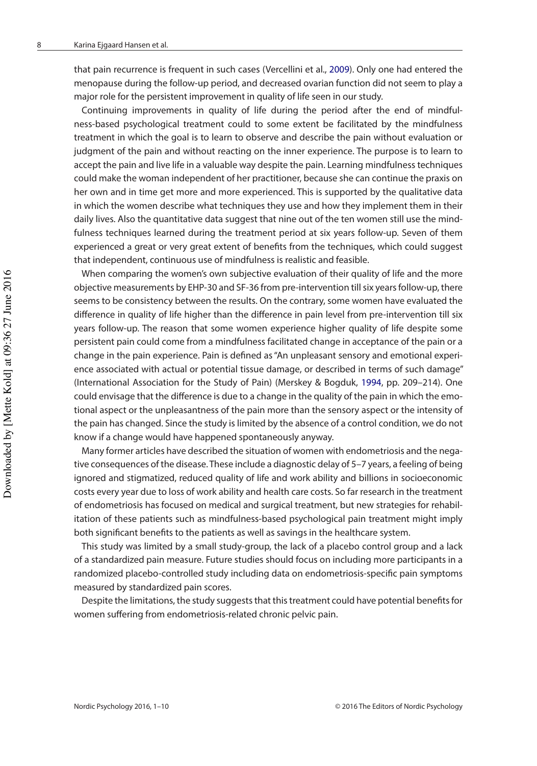that pain recurrence is frequent in such cases (Vercellini et al., 2009). Only one had entered the menopause during the follow-up period, and decreased ovarian function did not seem to play a major role for the persistent improvement in quality of life seen in our study.

Continuing improvements in quality of life during the period after the end of mindfulness-based psychological treatment could to some extent be facilitated by the mindfulness treatment in which the goal is to learn to observe and describe the pain without evaluation or judgment of the pain and without reacting on the inner experience. The purpose is to learn to accept the pain and live life in a valuable way despite the pain. Learning mindfulness techniques could make the woman independent of her practitioner, because she can continue the praxis on her own and in time get more and more experienced. This is supported by the qualitative data in which the women describe what techniques they use and how they implement them in their daily lives. Also the quantitative data suggest that nine out of the ten women still use the mindfulness techniques learned during the treatment period at six years follow-up. Seven of them experienced a great or very great extent of benefits from the techniques, which could suggest that independent, continuous use of mindfulness is realistic and feasible.

When comparing the women's own subjective evaluation of their quality of life and the more objective measurements by EHP-30 and SF-36 from pre-intervention till six years follow-up, there seems to be consistency between the results. On the contrary, some women have evaluated the difference in quality of life higher than the difference in pain level from pre-intervention till six years follow-up. The reason that some women experience higher quality of life despite some persistent pain could come from a mindfulness facilitated change in acceptance of the pain or a change in the pain experience. Pain is defined as "An unpleasant sensory and emotional experience associated with actual or potential tissue damage, or described in terms of such damage" (International Association for the Study of Pain) (Merskey & Bogduk, 1994, pp. 209–214). One could envisage that the difference is due to a change in the quality of the pain in which the emotional aspect or the unpleasantness of the pain more than the sensory aspect or the intensity of the pain has changed. Since the study is limited by the absence of a control condition, we do not know if a change would have happened spontaneously anyway.

Many former articles have described the situation of women with endometriosis and the negative consequences of the disease. These include a diagnostic delay of 5–7 years, a feeling of being ignored and stigmatized, reduced quality of life and work ability and billions in socioeconomic costs every year due to loss of work ability and health care costs. So far research in the treatment of endometriosis has focused on medical and surgical treatment, but new strategies for rehabilitation of these patients such as mindfulness-based psychological pain treatment might imply both significant benefits to the patients as well as savings in the healthcare system.

This study was limited by a small study-group, the lack of a placebo control group and a lack of a standardized pain measure. Future studies should focus on including more participants in a randomized placebo-controlled study including data on endometriosis-specific pain symptoms measured by standardized pain scores.

Despite the limitations, the study suggests that this treatment could have potential benefits for women suffering from endometriosis-related chronic pelvic pain.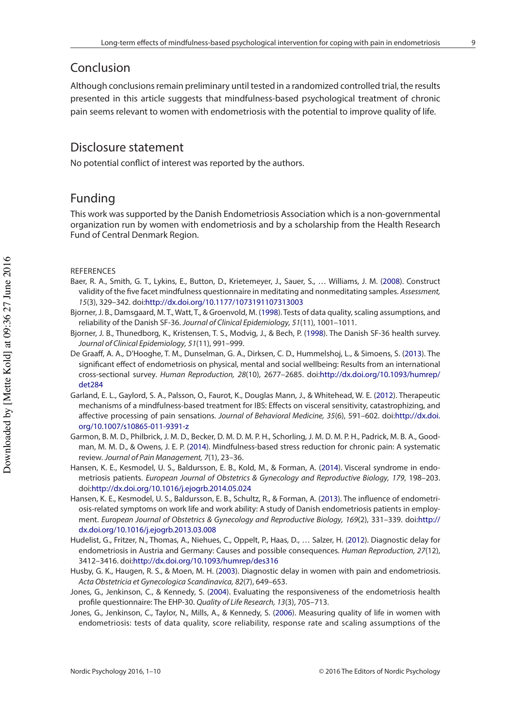## Conclusion

Although conclusions remain preliminary until tested in a randomized controlled trial, the results presented in this article suggests that mindfulness-based psychological treatment of chronic pain seems relevant to women with endometriosis with the potential to improve quality of life.

## Disclosure statement

No potential conflict of interest was reported by the authors.

## Funding

This work was supported by the Danish Endometriosis Association which is a non-governmental organization run by women with endometriosis and by a scholarship from the Health Research Fund of Central Denmark Region.

REFERENCES

Baer, R. A., Smith, G. T., Lykins, E., Button, D., Krietemeyer, J., Sauer, S., … Williams, J. M. (2008). Construct validity of the five facet mindfulness questionnaire in meditating and nonmeditating samples. *Assessment, 15*(3), 329–342. doi:http://dx.doi.org/10.1177/1073191107313003

Bjorner, J. B., Damsgaard, M. T., Watt, T., & Groenvold, M. (1998). Tests of data quality, scaling assumptions, and reliability of the Danish SF-36. *Journal of Clinical Epidemiology, 51*(11), 1001–1011.

Bjorner, J. B., Thunedborg, K., Kristensen, T. S., Modvig, J., & Bech, P. (1998). The Danish SF-36 health survey. *Journal of Clinical Epidemiology, 51*(11), 991–999.

De Graaff, A. A., D'Hooghe, T. M., Dunselman, G. A., Dirksen, C. D., Hummelshoj, L., & Simoens, S. (2013). The significant effect of endometriosis on physical, mental and social wellbeing: Results from an international cross-sectional survey. *Human Reproduction, 28*(10), 2677–2685. doi:http://dx.doi.org/10.1093/humrep/det284

Garland, E. L., Gaylord, S. A., Palsson, O., Faurot, K., Douglas Mann, J., & Whitehead, W. E. (2012). Therapeutic mechanisms of a mindfulness-based treatment for IBS: Effects on visceral sensitivity, catastrophizing, and affective processing of pain sensations. *Journal of Behavioral Medicine, 35*(6), 591–602. doi:http://dx.doi.org/10.1007/s10865-011-9391-z

Garmon, B. M. D., Philbrick, J. M. D., Becker, D. M. D. M. P. H., Schorling, J. M. D. M. P. H., Padrick, M. B. A., Goodman, M. M. D., & Owens, J. E. P. (2014). Mindfulness-based stress reduction for chronic pain: A systematic review. *Journal of Pain Management, 7*(1), 23–36.

Hansen, K. E., Kesmodel, U. S., Baldursson, E. B., Kold, M., & Forman, A. (2014). Visceral syndrome in endometriosis patients. *European Journal of Obstetrics & Gynecology and Reproductive Biology, 179*, 198–203. doi:http://dx.doi.org/10.1016/j.ejogrb.2014.05.024

Hansen, K. E., Kesmodel, U. S., Baldursson, E. B., Schultz, R., & Forman, A. (2013). The influence of endometriosis-related symptoms on work life and work ability: A study of Danish endometriosis patients in employment. *European Journal of Obstetrics & Gynecology and Reproductive Biology, 169*(2), 331–339. doi:http://dx.doi.org/10.1016/j.ejogrb.2013.03.008

Hudelist, G., Fritzer, N., Thomas, A., Niehues, C., Oppelt, P., Haas, D., … Salzer, H. (2012). Diagnostic delay for endometriosis in Austria and Germany: Causes and possible consequences. *Human Reproduction, 27*(12), 3412–3416. doi:http://dx.doi.org/10.1093/humrep/des316

Husby, G. K., Haugen, R. S., & Moen, M. H. (2003). Diagnostic delay in women with pain and endometriosis. *Acta Obstetricia et Gynecologica Scandinavica, 82*(7), 649–653.

Jones, G., Jenkinson, C., & Kennedy, S. (2004). Evaluating the responsiveness of the endometriosis health profile questionnaire: The EHP-30. *Quality of Life Research, 13*(3), 705–713.

Jones, G., Jenkinson, C., Taylor, N., Mills, A., & Kennedy, S. (2006). Measuring quality of life in women with endometriosis: tests of data quality, score reliability, response rate and scaling assumptions of the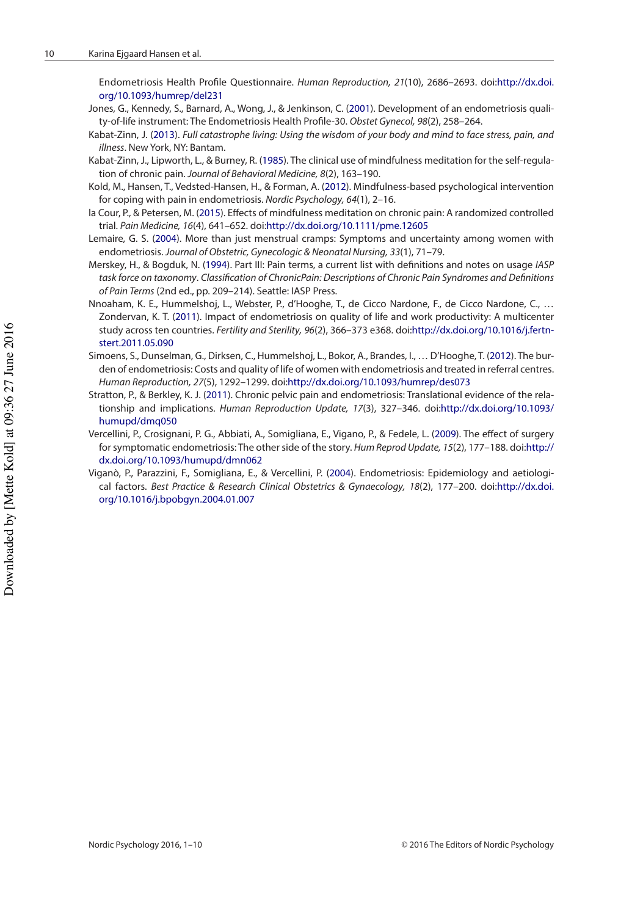Endometriosis Health Profile Questionnaire. *Human Reproduction, 21*(10), 2686–2693. doi:http://dx.doi.org/10.1093/humrep/del231

Jones, G., Kennedy, S., Barnard, A., Wong, J., & Jenkinson, C. (2001). Development of an endometriosis quality-of-life instrument: The Endometriosis Health Profile-30. *Obstet Gynecol, 98*(2), 258–264.

Kabat-Zinn, J. (2013). *Full catastrophe living: Using the wisdom of your body and mind to face stress, pain, and illness*. New York, NY: Bantam.

Kabat-Zinn, J., Lipworth, L., & Burney, R. (1985). The clinical use of mindfulness meditation for the self-regulation of chronic pain. *Journal of Behavioral Medicine, 8*(2), 163–190.

Kold, M., Hansen, T., Vedsted-Hansen, H., & Forman, A. (2012). Mindfulness-based psychological intervention for coping with pain in endometriosis. *Nordic Psychology, 64*(1), 2–16.

la Cour, P., & Petersen, M. (2015). Effects of mindfulness meditation on chronic pain: A randomized controlled trial. *Pain Medicine, 16*(4), 641–652. doi:http://dx.doi.org/10.1111/pme.12605

Lemaire, G. S. (2004). More than just menstrual cramps: Symptoms and uncertainty among women with endometriosis. *Journal of Obstetric, Gynecologic & Neonatal Nursing, 33*(1), 71–79.

Merskey, H., & Bogduk, N. (1994). Part III: Pain terms, a current list with definitions and notes on usage *IASP task force on taxonomy*. *Classification of ChronicPain: Descriptions of Chronic Pain Syndromes and Definitions of Pain Terms* (2nd ed., pp. 209–214). Seattle: IASP Press.

Nnoaham, K. E., Hummelshoj, L., Webster, P., d'Hooghe, T., de Cicco Nardone, F., de Cicco Nardone, C., … Zondervan, K. T. (2011). Impact of endometriosis on quality of life and work productivity: A multicenter study across ten countries. *Fertility and Sterility, 96*(2), 366–373 e368. doi:http://dx.doi.org/10.1016/j.fertnstert.2011.05.090

Simoens, S., Dunselman, G., Dirksen, C., Hummelshoj, L., Bokor, A., Brandes, I., … D'Hooghe, T. (2012). The burden of endometriosis: Costs and quality of life of women with endometriosis and treated in referral centres. *Human Reproduction, 27*(5), 1292–1299. doi:http://dx.doi.org/10.1093/humrep/des073

Stratton, P., & Berkley, K. J. (2011). Chronic pelvic pain and endometriosis: Translational evidence of the relationship and implications. *Human Reproduction Update, 17*(3), 327–346. doi:http://dx.doi.org/10.1093/humupd/dmq050

Vercellini, P., Crosignani, P. G., Abbiati, A., Somigliana, E., Vigano, P., & Fedele, L. (2009). The effect of surgery for symptomatic endometriosis: The other side of the story. *Hum Reprod Update, 15*(2), 177–188. doi:http://dx.doi.org/10.1093/humupd/dmn062

Viganò, P., Parazzini, F., Somigliana, E., & Vercellini, P. (2004). Endometriosis: Epidemiology and aetiological factors. *Best Practice & Research Clinical Obstetrics & Gynaecology, 18*(2), 177–200. doi:http://dx.doi.org/10.1016/j.bpobgyn.2004.01.007